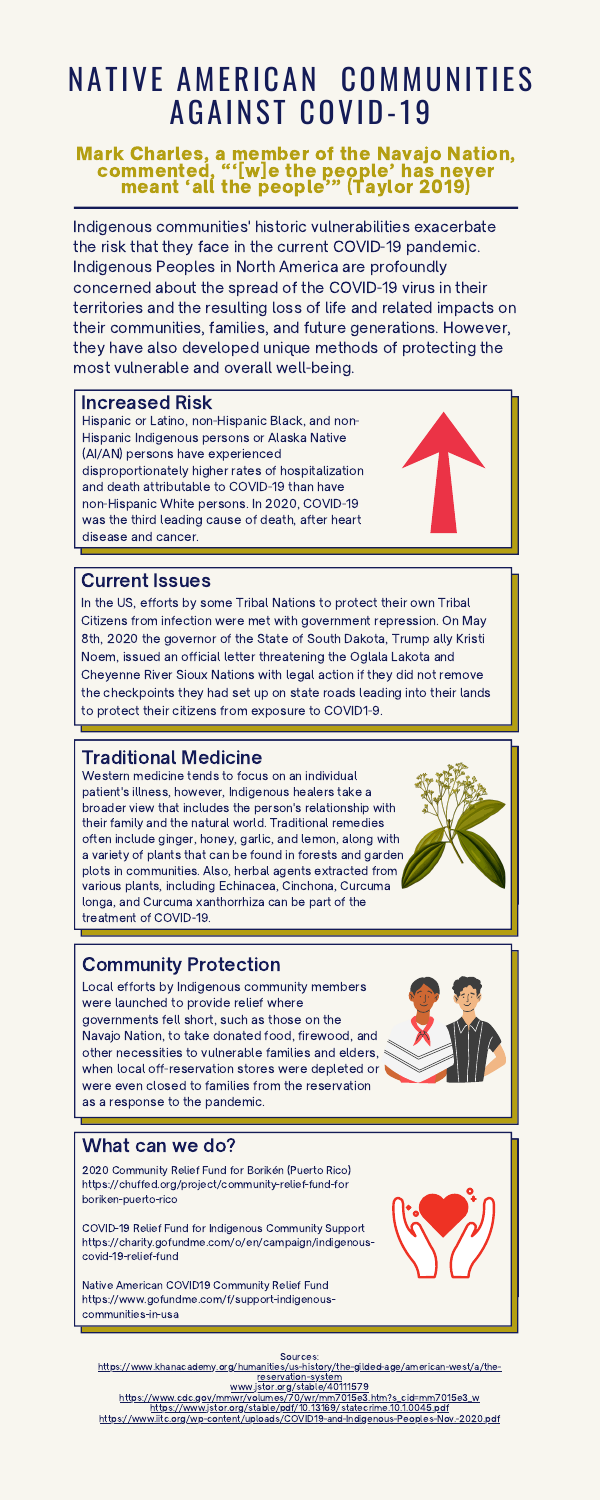# NATIVE AMERICAN COMMUNITIES AGAINST COVID-19

**Mark Charles, a member of the Navajo Nation, commented, "'[w]e the people' has never meant 'all the people'" (Taylor 2019)**

Indigenous communities' historic vulnerabilities exacerbate the risk that they face in the current COVID-19 pandemic. Indigenous Peoples in North America are profoundly concerned about the spread of the COVID-19 virus in their territories and the resulting loss of life and related impacts on their communities, families, and future generations. However, they have also developed unique methods of protecting the most vulnerable and overall well-being.

## Increased Risk

Hispanic or Latino, non-Hispanic Black, and non-Hispanic Indigenous persons or Alaska Native (AI/AN) persons have experienced disproportionately higher rates of hospitalization and death attributable to COVID-19 than have non-Hispanic White persons. In 2020, COVID-19 was the third leading cause of death, after heart disease and cancer.

## Current Issues

In the US, efforts by some Tribal Nations to protect their own Tribal Citizens from infection were met with government repression. On May 8th, 2020 the governor of the State of South Dakota, Trump ally Kristi Noem, issued an official letter threatening the Oglala Lakota and Cheyenne River Sioux Nations with legal action if they did not remove the checkpoints they had set up on state roads leading into their lands to protect their citizens from exposure to COVID1-9.

## Traditional Medicine

Western medicine tends to focus on an individual patient's illness, however, Indigenous healers take a broader view that includes the person's relationship with their family and the natural world. Traditional remedies often include ginger, honey, garlic, and lemon, along with a variety of plants that can be found in forests and garden plots in communities. Also, herbal agents extracted from various plants, including Echinacea, Cinchona, Curcuma longa, and Curcuma xanthorrhiza can be part of the treatment of COVID-19.

## Community Protection

Local efforts by Indigenous community members were launched to provide relief where governments fell short, such as those on the Navajo Nation, to take donated food, firewood, and other necessities to vulnerable families and elders, when local off-reservation stores were depleted or were even closed to families from the reservation as a response to the pandemic.

## What can we do?

2020 Community Relief Fund for Borikén (Puerto Rico)
https://chuffed.org/project/community-relief-fund-for boriken-puerto-rico

COVID-19 Relief Fund for Indigenous Community Support
https://charity.gofundme.com/o/en/campaign/indigenous-covid-19-relief-fund

Native American COVID19 Community Relief Fund
https://www.gofundme.com/f/support-indigenous-communities-in-usa

Sources:
https://www.khanacademy.org/humanities/us-history/the-gilded-age/american-west/a/the-reservation-system
www.jstor.org/stable/40111579
https://www.cdc.gov/mmwr/volumes/70/wr/mm7015e3.htm?s_cid=mm7015e3_w
https://www.jstor.org/stable/pdf/10.13169/statecrime.10.1.0045.pdf
https://www.iitc.org/wp-content/uploads/COVID19-and-Indigenous-Peoples-Nov.-2020.pdf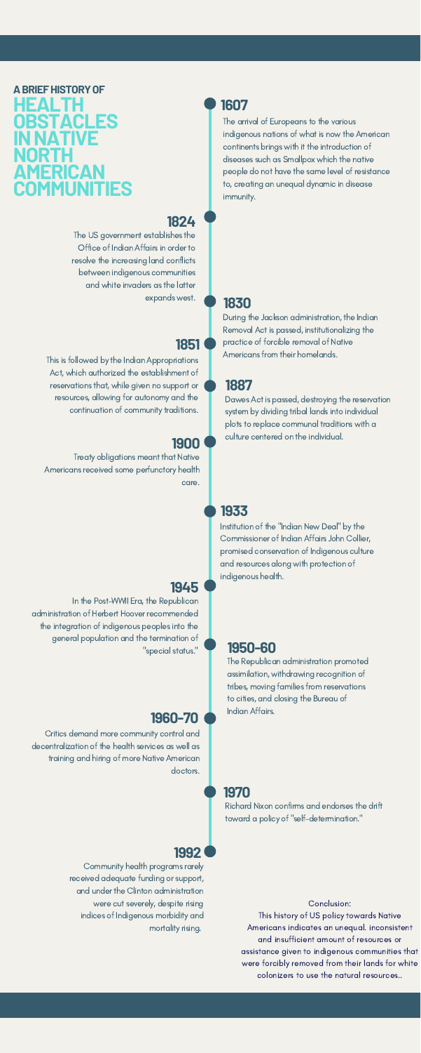A BRIEF HISTORY OF

# HEALTH OBSTACLES IN NATIVE NORTH AMERICAN COMMUNITIES

## 1607

The arrival of Europeans to the various indigenous nations of what is now the American continents brings with it the introduction of diseases such as Smallpox which the native people do not have the same level of resistance to, creating an unequal dynamic in disease immunity.

## 1824

The US government establishes the Office of Indian Affairs in order to resolve the increasing land conflicts between indigenous communities and white invaders as the latter expands west.

## 1830

During the Jackson administration, the Indian Removal Act is passed, institutionalizing the practice of forcible removal of Native Americans from their homelands.

## 1851

This is followed by the Indian Appropriations Act, which authorized the establishment of reservations that, while given no support or resources, allowing for autonomy and the continuation of community traditions.

## 1887

Dawes Act is passed, destroying the reservation system by dividing tribal lands into individual plots to replace communal traditions with a culture centered on the individual.

## 1900

Treaty obligations meant that Native Americans received some perfunctory health care.

## 1933

Institution of the "Indian New Deal" by the Commissioner of Indian Affairs John Collier, promised conservation of Indigenous culture and resources along with protection of indigenous health.

## 1945

In the Post-WWII Era, the Republican administration of Herbert Hoover recommended the integration of indigenous peoples into the general population and the termination of "special status."

## 1950-60

The Republican administration promoted assimilation, withdrawing recognition of tribes, moving families from reservations to cities, and closing the Bureau of Indian Affairs.

## 1960-70

Critics demand more community control and decentralization of the health services as well as training and hiring of more Native American doctors.

## 1970

Richard Nixon confirms and endorses the drift toward a policy of "self-determination."

## 1992

Community health programs rarely received adequate funding or support, and under the Clinton administration were cut severely, despite rising indices of Indigenous morbidity and mortality rising.

Conclusion:

This history of US policy towards Native Americans indicates an unequal. inconsistent and insufficient amount of resources or assistance given to indigenous communities that were forcibly removed from their lands for white colonizers to use the natural resources..